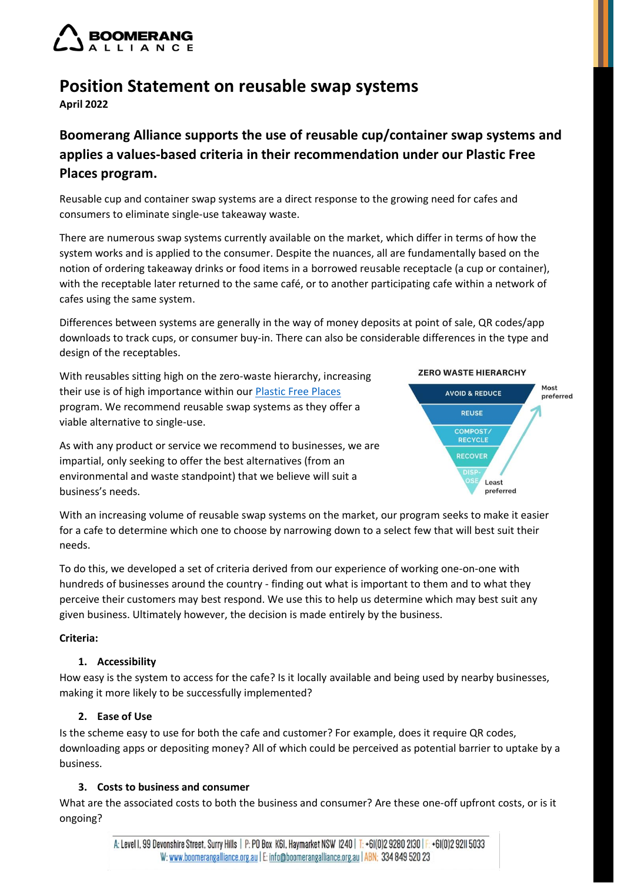# Position Statement on reusable swap systems

**April 2022**

## Boomerang Alliance supports the use of reusable cup/container swap systems and applies a values-based criteria in their recommendation under our Plastic Free Places program.

Reusable cup and container swap systems are a direct response to the growing need for cafes and consumers to eliminate single-use takeaway waste.

There are numerous swap systems currently available on the market, which differ in terms of how the system works and is applied to the consumer. Despite the nuances, all are fundamentally based on the notion of ordering takeaway drinks or food items in a borrowed reusable receptacle (a cup or container), with the receptable later returned to the same café, or to another participating cafe within a network of cafes using the same system.

Differences between systems are generally in the way of money deposits at point of sale, QR codes/app downloads to track cups, or consumer buy-in. There can also be considerable differences in the type and design of the receptables.

With reusables sitting high on the zero-waste hierarchy, increasing their use is of high importance within our [Plastic Free Places](Plastic Free Places) program. We recommend reusable swap systems as they offer a viable alternative to single-use.

ZERO WASTE HIERARCHY

- AVOID & REDUCE (Most preferred)
- REUSE
- COMPOST/ RECYCLE
- RECOVER
- DISPOSE (Least preferred)

As with any product or service we recommend to businesses, we are impartial, only seeking to offer the best alternatives (from an environmental and waste standpoint) that we believe will suit a business's needs.

With an increasing volume of reusable swap systems on the market, our program seeks to make it easier for a cafe to determine which one to choose by narrowing down to a select few that will best suit their needs.

To do this, we developed a set of criteria derived from our experience of working one-on-one with hundreds of businesses around the country - finding out what is important to them and to what they perceive their customers may best respond. We use this to help us determine which may best suit any given business. Ultimately however, the decision is made entirely by the business.

**Criteria:**

1. **Accessibility**

How easy is the system to access for the cafe? Is it locally available and being used by nearby businesses, making it more likely to be successfully implemented?

2. **Ease of Use**

Is the scheme easy to use for both the cafe and customer? For example, does it require QR codes, downloading apps or depositing money? All of which could be perceived as potential barrier to uptake by a business.

3. **Costs to business and consumer**

What are the associated costs to both the business and consumer? Are these one-off upfront costs, or is it ongoing?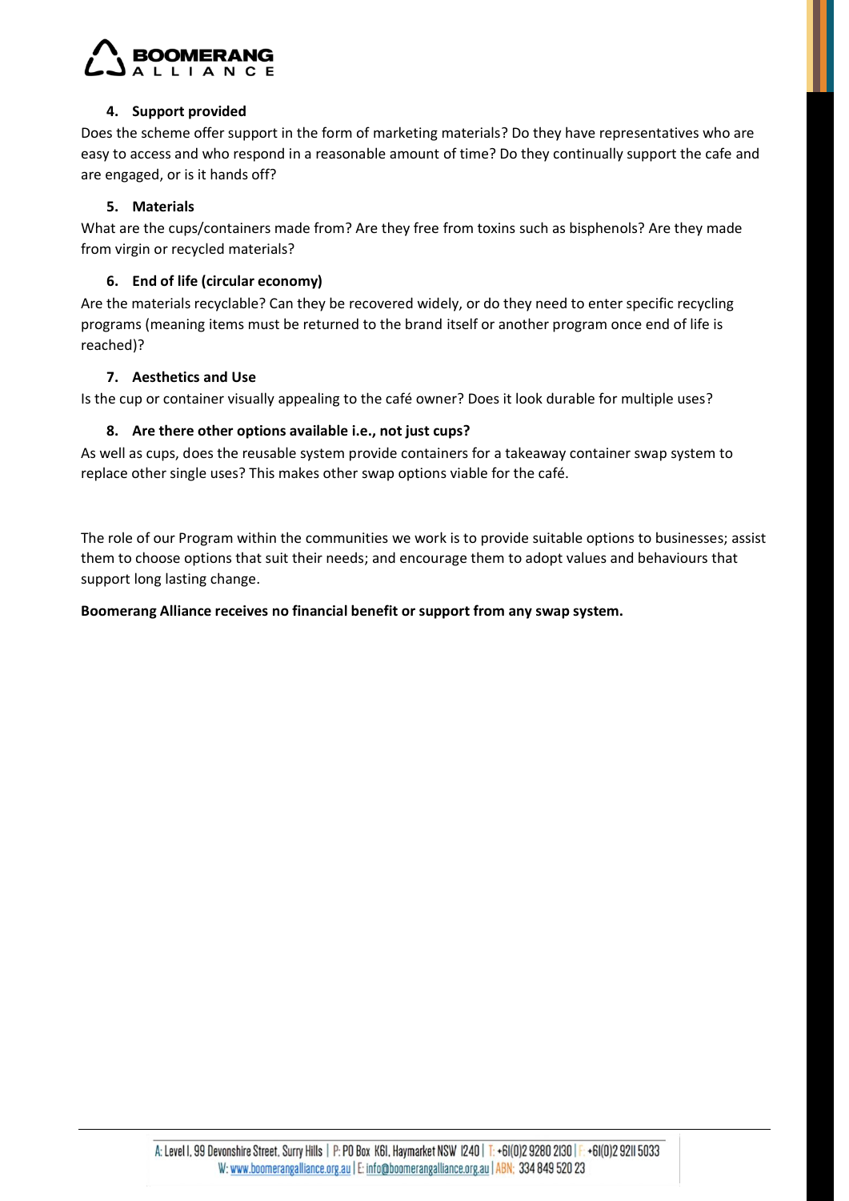4. **Support provided**

Does the scheme offer support in the form of marketing materials? Do they have representatives who are easy to access and who respond in a reasonable amount of time? Do they continually support the cafe and are engaged, or is it hands off?

5. **Materials**

What are the cups/containers made from? Are they free from toxins such as bisphenols? Are they made from virgin or recycled materials?

6. **End of life (circular economy)**

Are the materials recyclable? Can they be recovered widely, or do they need to enter specific recycling programs (meaning items must be returned to the brand itself or another program once end of life is reached)?

7. **Aesthetics and Use**

Is the cup or container visually appealing to the café owner? Does it look durable for multiple uses?

8. **Are there other options available i.e., not just cups?**

As well as cups, does the reusable system provide containers for a takeaway container swap system to replace other single uses? This makes other swap options viable for the café.

The role of our Program within the communities we work is to provide suitable options to businesses; assist them to choose options that suit their needs; and encourage them to adopt values and behaviours that support long lasting change.

**Boomerang Alliance receives no financial benefit or support from any swap system.**